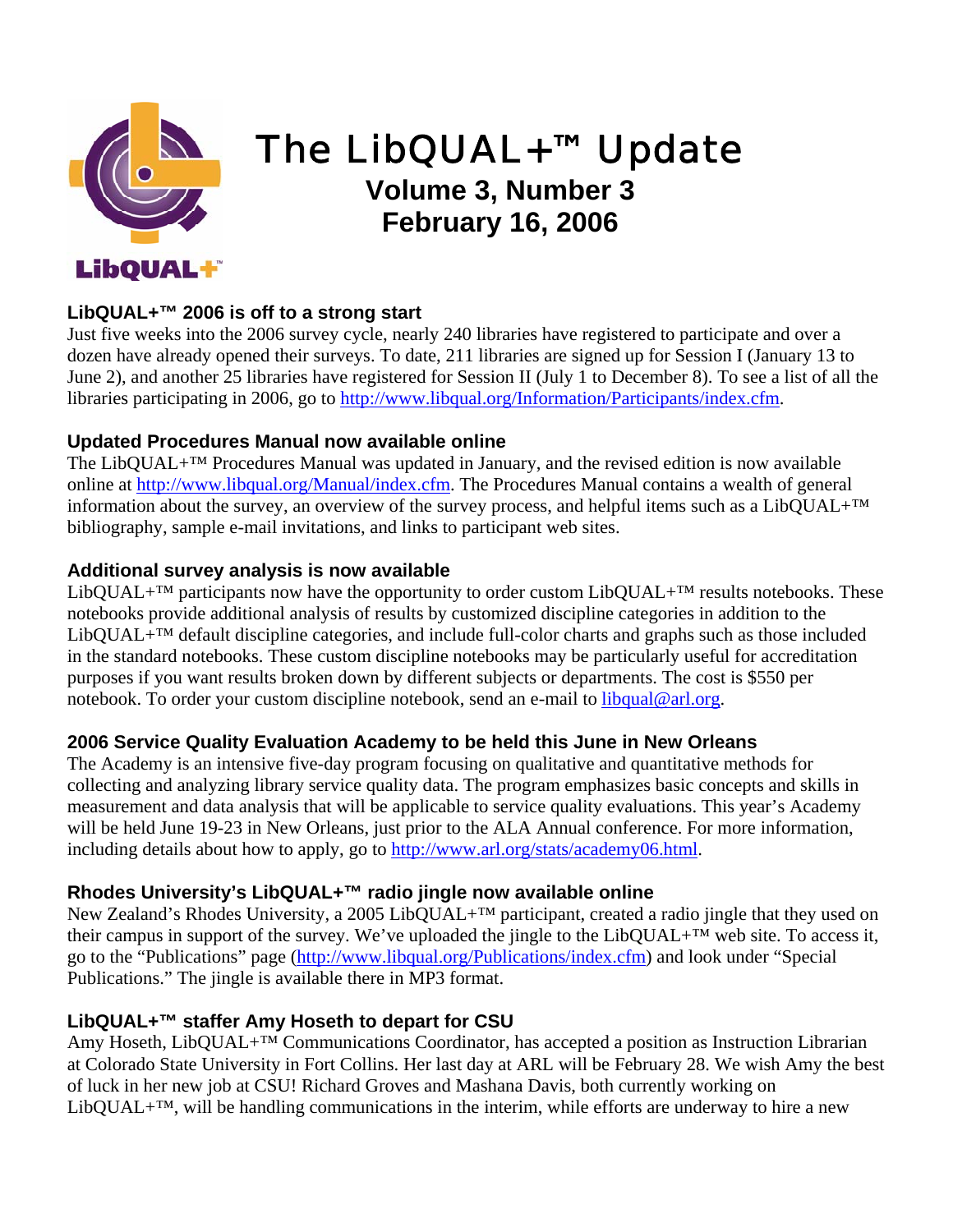# The LibQUAL+™ Update

**Volume 3, Number 3**
**February 16, 2006**

### LibQUAL+™ 2006 is off to a strong start

Just five weeks into the 2006 survey cycle, nearly 240 libraries have registered to participate and over a dozen have already opened their surveys. To date, 211 libraries are signed up for Session I (January 13 to June 2), and another 25 libraries have registered for Session II (July 1 to December 8). To see a list of all the libraries participating in 2006, go to http://www.libqual.org/Information/Participants/index.cfm.

### Updated Procedures Manual now available online

The LibQUAL+™ Procedures Manual was updated in January, and the revised edition is now available online at http://www.libqual.org/Manual/index.cfm. The Procedures Manual contains a wealth of general information about the survey, an overview of the survey process, and helpful items such as a LibQUAL+™ bibliography, sample e-mail invitations, and links to participant web sites.

### Additional survey analysis is now available

LibQUAL+™ participants now have the opportunity to order custom LibQUAL+™ results notebooks. These notebooks provide additional analysis of results by customized discipline categories in addition to the LibQUAL+™ default discipline categories, and include full-color charts and graphs such as those included in the standard notebooks. These custom discipline notebooks may be particularly useful for accreditation purposes if you want results broken down by different subjects or departments. The cost is $550 per notebook. To order your custom discipline notebook, send an e-mail to libqual@arl.org.

### 2006 Service Quality Evaluation Academy to be held this June in New Orleans

The Academy is an intensive five-day program focusing on qualitative and quantitative methods for collecting and analyzing library service quality data. The program emphasizes basic concepts and skills in measurement and data analysis that will be applicable to service quality evaluations. This year's Academy will be held June 19-23 in New Orleans, just prior to the ALA Annual conference. For more information, including details about how to apply, go to http://www.arl.org/stats/academy06.html.

### Rhodes University's LibQUAL+™ radio jingle now available online

New Zealand's Rhodes University, a 2005 LibQUAL+™ participant, created a radio jingle that they used on their campus in support of the survey. We've uploaded the jingle to the LibQUAL+™ web site. To access it, go to the "Publications" page (http://www.libqual.org/Publications/index.cfm) and look under "Special Publications." The jingle is available there in MP3 format.

### LibQUAL+™ staffer Amy Hoseth to depart for CSU

Amy Hoseth, LibQUAL+™ Communications Coordinator, has accepted a position as Instruction Librarian at Colorado State University in Fort Collins. Her last day at ARL will be February 28. We wish Amy the best of luck in her new job at CSU! Richard Groves and Mashana Davis, both currently working on LibQUAL+™, will be handling communications in the interim, while efforts are underway to hire a new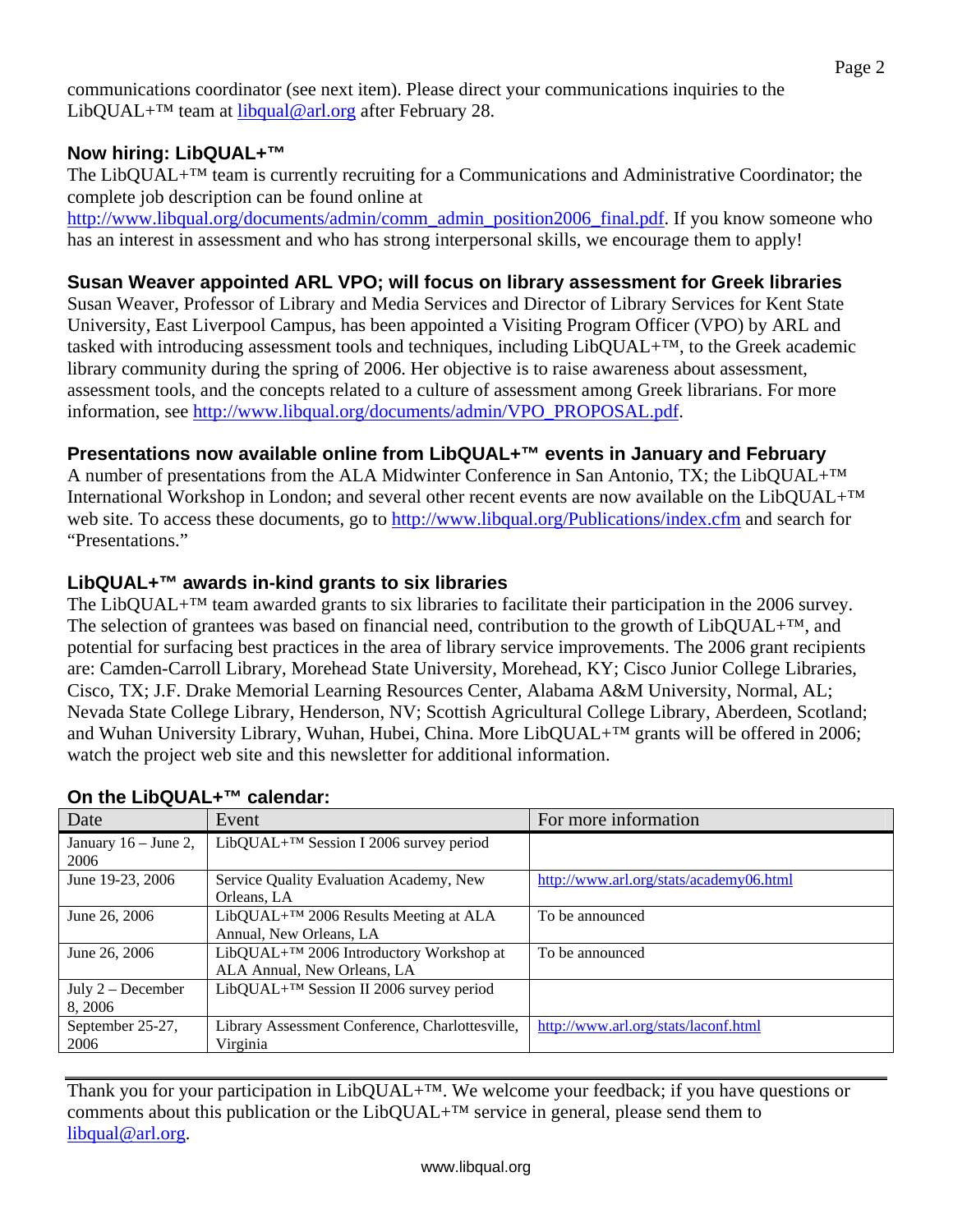communications coordinator (see next item). Please direct your communications inquiries to the LibQUAL+™ team at libqual@arl.org after February 28.

### Now hiring: LibQUAL+™

The LibQUAL+™ team is currently recruiting for a Communications and Administrative Coordinator; the complete job description can be found online at http://www.libqual.org/documents/admin/comm_admin_position2006_final.pdf. If you know someone who has an interest in assessment and who has strong interpersonal skills, we encourage them to apply!

### Susan Weaver appointed ARL VPO; will focus on library assessment for Greek libraries

Susan Weaver, Professor of Library and Media Services and Director of Library Services for Kent State University, East Liverpool Campus, has been appointed a Visiting Program Officer (VPO) by ARL and tasked with introducing assessment tools and techniques, including LibQUAL+™, to the Greek academic library community during the spring of 2006. Her objective is to raise awareness about assessment, assessment tools, and the concepts related to a culture of assessment among Greek librarians. For more information, see http://www.libqual.org/documents/admin/VPO_PROPOSAL.pdf.

### Presentations now available online from LibQUAL+™ events in January and February

A number of presentations from the ALA Midwinter Conference in San Antonio, TX; the LibQUAL+™ International Workshop in London; and several other recent events are now available on the LibQUAL+™ web site. To access these documents, go to http://www.libqual.org/Publications/index.cfm and search for "Presentations."

### LibQUAL+™ awards in-kind grants to six libraries

The LibQUAL+™ team awarded grants to six libraries to facilitate their participation in the 2006 survey. The selection of grantees was based on financial need, contribution to the growth of LibQUAL+™, and potential for surfacing best practices in the area of library service improvements. The 2006 grant recipients are: Camden-Carroll Library, Morehead State University, Morehead, KY; Cisco Junior College Libraries, Cisco, TX; J.F. Drake Memorial Learning Resources Center, Alabama A&M University, Normal, AL; Nevada State College Library, Henderson, NV; Scottish Agricultural College Library, Aberdeen, Scotland; and Wuhan University Library, Wuhan, Hubei, China. More LibQUAL+™ grants will be offered in 2006; watch the project web site and this newsletter for additional information.

### On the LibQUAL+™ calendar:

| Date | Event | For more information |
|---|---|---|
| January 16 – June 2, 2006 | LibQUAL+™ Session I 2006 survey period | |
| June 19-23, 2006 | Service Quality Evaluation Academy, New Orleans, LA | http://www.arl.org/stats/academy06.html |
| June 26, 2006 | LibQUAL+™ 2006 Results Meeting at ALA Annual, New Orleans, LA | To be announced |
| June 26, 2006 | LibQUAL+™ 2006 Introductory Workshop at ALA Annual, New Orleans, LA | To be announced |
| July 2 – December 8, 2006 | LibQUAL+™ Session II 2006 survey period | |
| September 25-27, 2006 | Library Assessment Conference, Charlottesville, Virginia | http://www.arl.org/stats/laconf.html |

---

Thank you for your participation in LibQUAL+™. We welcome your feedback; if you have questions or comments about this publication or the LibQUAL+™ service in general, please send them to libqual@arl.org.

www.libqual.org